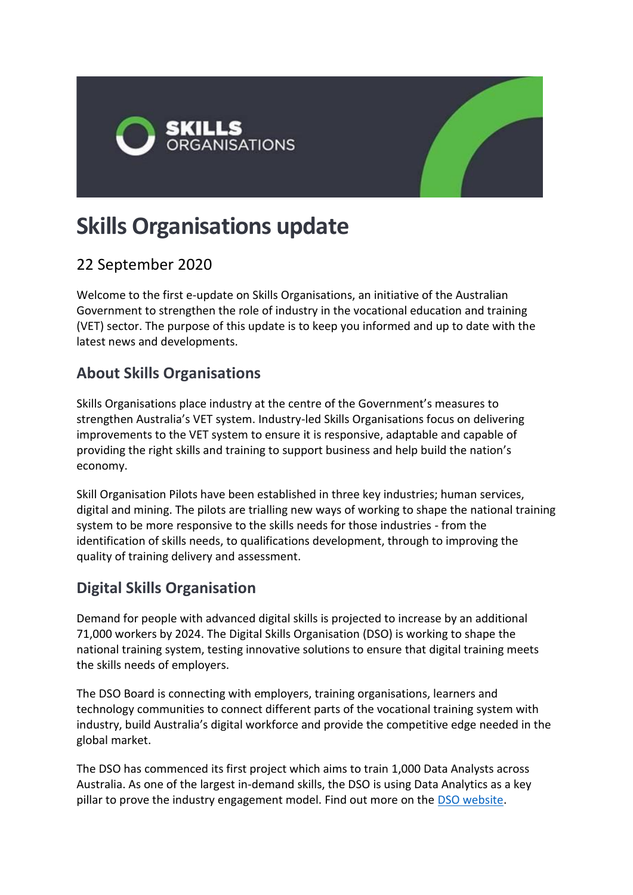# Skills Organisations update

22 September 2020

Welcome to the first e-update on Skills Organisations, an initiative of the Australian Government to strengthen the role of industry in the vocational education and training (VET) sector. The purpose of this update is to keep you informed and up to date with the latest news and developments.

## About Skills Organisations

Skills Organisations place industry at the centre of the Government's measures to strengthen Australia's VET system. Industry-led Skills Organisations focus on delivering improvements to the VET system to ensure it is responsive, adaptable and capable of providing the right skills and training to support business and help build the nation's economy.

Skill Organisation Pilots have been established in three key industries; human services, digital and mining. The pilots are trialling new ways of working to shape the national training system to be more responsive to the skills needs for those industries - from the identification of skills needs, to qualifications development, through to improving the quality of training delivery and assessment.

## Digital Skills Organisation

Demand for people with advanced digital skills is projected to increase by an additional 71,000 workers by 2024. The Digital Skills Organisation (DSO) is working to shape the national training system, testing innovative solutions to ensure that digital training meets the skills needs of employers.

The DSO Board is connecting with employers, training organisations, learners and technology communities to connect different parts of the vocational training system with industry, build Australia's digital workforce and provide the competitive edge needed in the global market.

The DSO has commenced its first project which aims to train 1,000 Data Analysts across Australia. As one of the largest in-demand skills, the DSO is using Data Analytics as a key pillar to prove the industry engagement model. Find out more on the DSO website.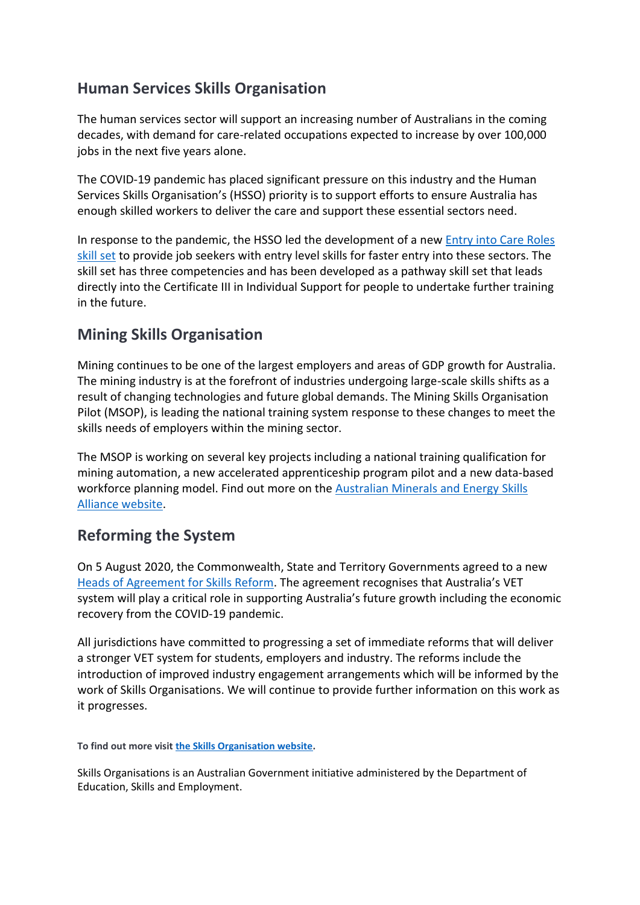## Human Services Skills Organisation

The human services sector will support an increasing number of Australians in the coming decades, with demand for care-related occupations expected to increase by over 100,000 jobs in the next five years alone.

The COVID-19 pandemic has placed significant pressure on this industry and the Human Services Skills Organisation's (HSSO) priority is to support efforts to ensure Australia has enough skilled workers to deliver the care and support these essential sectors need.

In response to the pandemic, the HSSO led the development of a new [Entry into Care Roles skill set] to provide job seekers with entry level skills for faster entry into these sectors. The skill set has three competencies and has been developed as a pathway skill set that leads directly into the Certificate III in Individual Support for people to undertake further training in the future.

## Mining Skills Organisation

Mining continues to be one of the largest employers and areas of GDP growth for Australia. The mining industry is at the forefront of industries undergoing large-scale skills shifts as a result of changing technologies and future global demands. The Mining Skills Organisation Pilot (MSOP), is leading the national training system response to these changes to meet the skills needs of employers within the mining sector.

The MSOP is working on several key projects including a national training qualification for mining automation, a new accelerated apprenticeship program pilot and a new data-based workforce planning model. Find out more on the [Australian Minerals and Energy Skills Alliance website].

## Reforming the System

On 5 August 2020, the Commonwealth, State and Territory Governments agreed to a new [Heads of Agreement for Skills Reform]. The agreement recognises that Australia's VET system will play a critical role in supporting Australia's future growth including the economic recovery from the COVID-19 pandemic.

All jurisdictions have committed to progressing a set of immediate reforms that will deliver a stronger VET system for students, employers and industry. The reforms include the introduction of improved industry engagement arrangements which will be informed by the work of Skills Organisations. We will continue to provide further information on this work as it progresses.

**To find out more visit [the Skills Organisation website].**

Skills Organisations is an Australian Government initiative administered by the Department of Education, Skills and Employment.